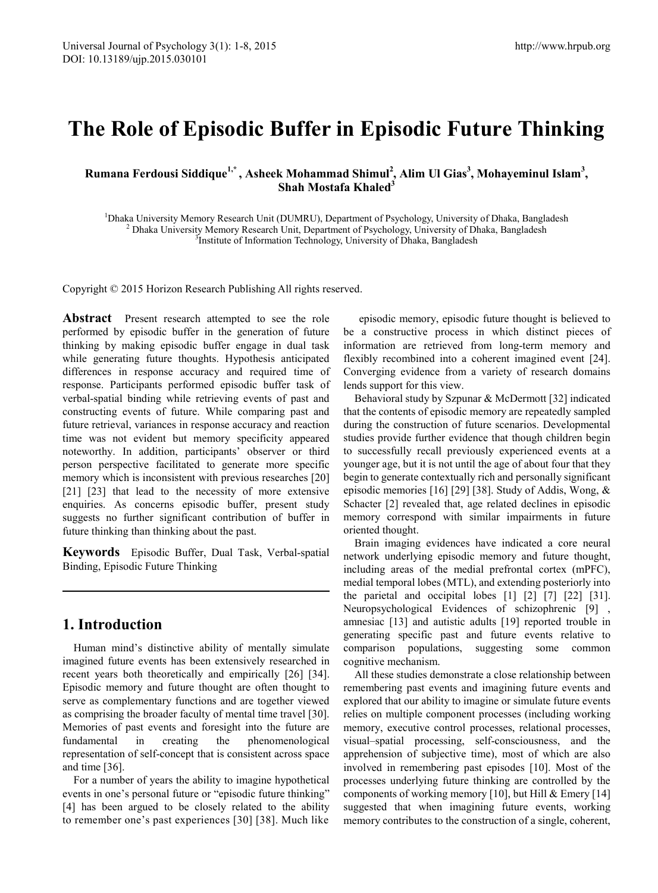# The Role of Episodic Buffer in Episodic Future Thinking

**Rumana Ferdousi Siddique[1,*], Asheek Mohammad Shimul[2], Alim Ul Gias[3], Mohayeminul Islam[3], Shah Mostafa Khaled[3]**

[1]Dhaka University Memory Research Unit (DUMRU), Department of Psychology, University of Dhaka, Bangladesh
[2] Dhaka University Memory Research Unit, Department of Psychology, University of Dhaka, Bangladesh
[3]Institute of Information Technology, University of Dhaka, Bangladesh

Copyright © 2015 Horizon Research Publishing All rights reserved.

**Abstract** Present research attempted to see the role performed by episodic buffer in the generation of future thinking by making episodic buffer engage in dual task while generating future thoughts. Hypothesis anticipated differences in response accuracy and required time of response. Participants performed episodic buffer task of verbal-spatial binding while retrieving events of past and constructing events of future. While comparing past and future retrieval, variances in response accuracy and reaction time was not evident but memory specificity appeared noteworthy. In addition, participants' observer or third person perspective facilitated to generate more specific memory which is inconsistent with previous researches [20] [21] [23] that lead to the necessity of more extensive enquiries. As concerns episodic buffer, present study suggests no further significant contribution of buffer in future thinking than thinking about the past.

**Keywords** Episodic Buffer, Dual Task, Verbal-spatial Binding, Episodic Future Thinking

## 1. Introduction

Human mind's distinctive ability of mentally simulate imagined future events has been extensively researched in recent years both theoretically and empirically [26] [34]. Episodic memory and future thought are often thought to serve as complementary functions and are together viewed as comprising the broader faculty of mental time travel [30]. Memories of past events and foresight into the future are fundamental in creating the phenomenological representation of self-concept that is consistent across space and time [36].

For a number of years the ability to imagine hypothetical events in one's personal future or "episodic future thinking" [4] has been argued to be closely related to the ability to remember one's past experiences [30] [38]. Much like episodic memory, episodic future thought is believed to be a constructive process in which distinct pieces of information are retrieved from long-term memory and flexibly recombined into a coherent imagined event [24]. Converging evidence from a variety of research domains lends support for this view.

Behavioral study by Szpunar & McDermott [32] indicated that the contents of episodic memory are repeatedly sampled during the construction of future scenarios. Developmental studies provide further evidence that though children begin to successfully recall previously experienced events at a younger age, but it is not until the age of about four that they begin to generate contextually rich and personally significant episodic memories [16] [29] [38]. Study of Addis, Wong, & Schacter [2] revealed that, age related declines in episodic memory correspond with similar impairments in future oriented thought.

Brain imaging evidences have indicated a core neural network underlying episodic memory and future thought, including areas of the medial prefrontal cortex (mPFC), medial temporal lobes (MTL), and extending posteriorly into the parietal and occipital lobes [1] [2] [7] [22] [31]. Neuropsychological Evidences of schizophrenic [9] , amnesiac [13] and autistic adults [19] reported trouble in generating specific past and future events relative to comparison populations, suggesting some common cognitive mechanism.

All these studies demonstrate a close relationship between remembering past events and imagining future events and explored that our ability to imagine or simulate future events relies on multiple component processes (including working memory, executive control processes, relational processes, visual–spatial processing, self-consciousness, and the apprehension of subjective time), most of which are also involved in remembering past episodes [10]. Most of the processes underlying future thinking are controlled by the components of working memory [10], but Hill & Emery [14] suggested that when imagining future events, working memory contributes to the construction of a single, coherent,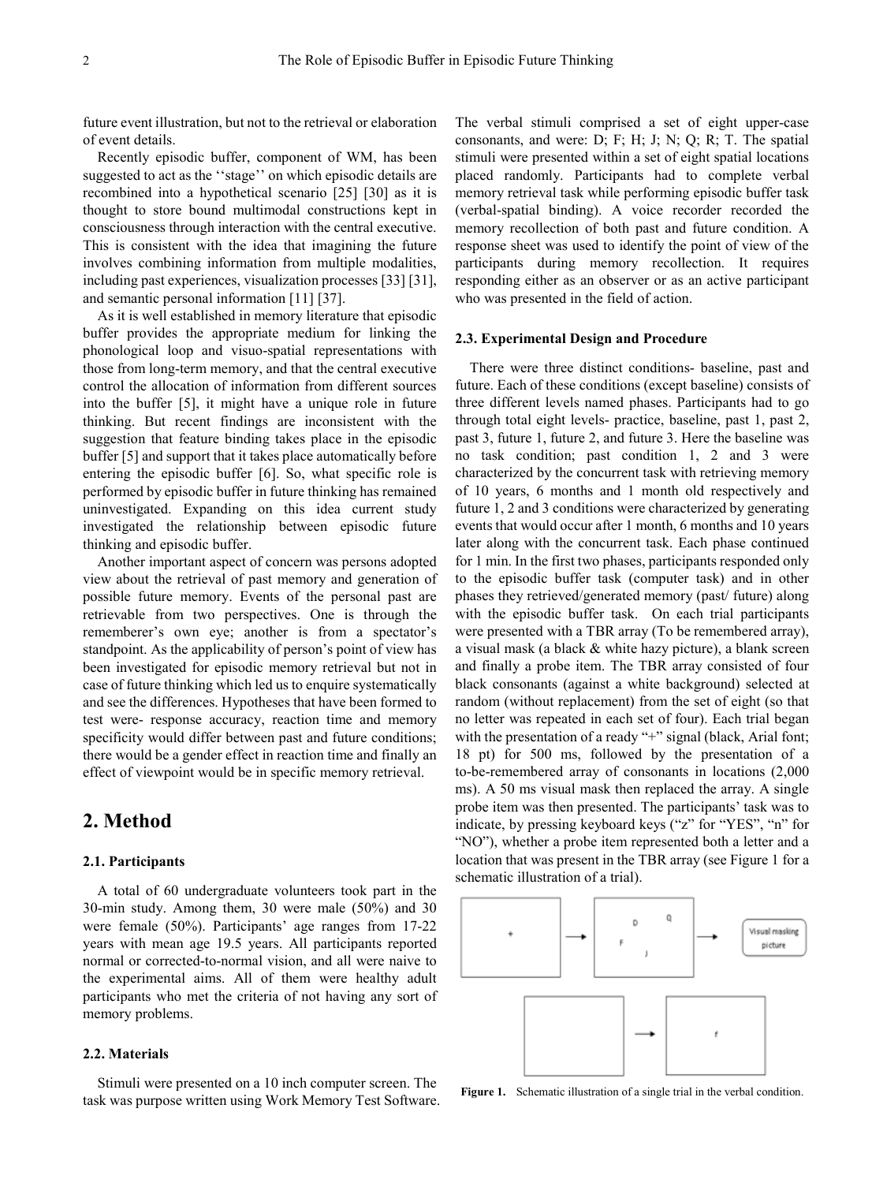future event illustration, but not to the retrieval or elaboration of event details.

Recently episodic buffer, component of WM, has been suggested to act as the ''stage'' on which episodic details are recombined into a hypothetical scenario [25] [30] as it is thought to store bound multimodal constructions kept in consciousness through interaction with the central executive. This is consistent with the idea that imagining the future involves combining information from multiple modalities, including past experiences, visualization processes [33] [31], and semantic personal information [11] [37].

As it is well established in memory literature that episodic buffer provides the appropriate medium for linking the phonological loop and visuo-spatial representations with those from long-term memory, and that the central executive control the allocation of information from different sources into the buffer [5], it might have a unique role in future thinking. But recent findings are inconsistent with the suggestion that feature binding takes place in the episodic buffer [5] and support that it takes place automatically before entering the episodic buffer [6]. So, what specific role is performed by episodic buffer in future thinking has remained uninvestigated. Expanding on this idea current study investigated the relationship between episodic future thinking and episodic buffer.

Another important aspect of concern was persons adopted view about the retrieval of past memory and generation of possible future memory. Events of the personal past are retrievable from two perspectives. One is through the rememberer's own eye; another is from a spectator's standpoint. As the applicability of person's point of view has been investigated for episodic memory retrieval but not in case of future thinking which led us to enquire systematically and see the differences. Hypotheses that have been formed to test were- response accuracy, reaction time and memory specificity would differ between past and future conditions; there would be a gender effect in reaction time and finally an effect of viewpoint would be in specific memory retrieval.

## 2. Method

### 2.1. Participants

A total of 60 undergraduate volunteers took part in the 30-min study. Among them, 30 were male (50%) and 30 were female (50%). Participants' age ranges from 17-22 years with mean age 19.5 years. All participants reported normal or corrected-to-normal vision, and all were naive to the experimental aims. All of them were healthy adult participants who met the criteria of not having any sort of memory problems.

### 2.2. Materials

Stimuli were presented on a 10 inch computer screen. The task was purpose written using Work Memory Test Software. The verbal stimuli comprised a set of eight upper-case consonants, and were: D; F; H; J; N; Q; R; T. The spatial stimuli were presented within a set of eight spatial locations placed randomly. Participants had to complete verbal memory retrieval task while performing episodic buffer task (verbal-spatial binding). A voice recorder recorded the memory recollection of both past and future condition. A response sheet was used to identify the point of view of the participants during memory recollection. It requires responding either as an observer or as an active participant who was presented in the field of action.

### 2.3. Experimental Design and Procedure

There were three distinct conditions- baseline, past and future. Each of these conditions (except baseline) consists of three different levels named phases. Participants had to go through total eight levels- practice, baseline, past 1, past 2, past 3, future 1, future 2, and future 3. Here the baseline was no task condition; past condition 1, 2 and 3 were characterized by the concurrent task with retrieving memory of 10 years, 6 months and 1 month old respectively and future 1, 2 and 3 conditions were characterized by generating events that would occur after 1 month, 6 months and 10 years later along with the concurrent task. Each phase continued for 1 min. In the first two phases, participants responded only to the episodic buffer task (computer task) and in other phases they retrieved/generated memory (past/ future) along with the episodic buffer task. On each trial participants were presented with a TBR array (To be remembered array), a visual mask (a black & white hazy picture), a blank screen and finally a probe item. The TBR array consisted of four black consonants (against a white background) selected at random (without replacement) from the set of eight (so that no letter was repeated in each set of four). Each trial began with the presentation of a ready "+" signal (black, Arial font; 18 pt) for 500 ms, followed by the presentation of a to-be-remembered array of consonants in locations (2,000 ms). A 50 ms visual mask then replaced the array. A single probe item was then presented. The participants' task was to indicate, by pressing keyboard keys ("z" for "YES", "n" for "NO"), whether a probe item represented both a letter and a location that was present in the TBR array (see Figure 1 for a schematic illustration of a trial).

**Figure 1.** Schematic illustration of a single trial in the verbal condition.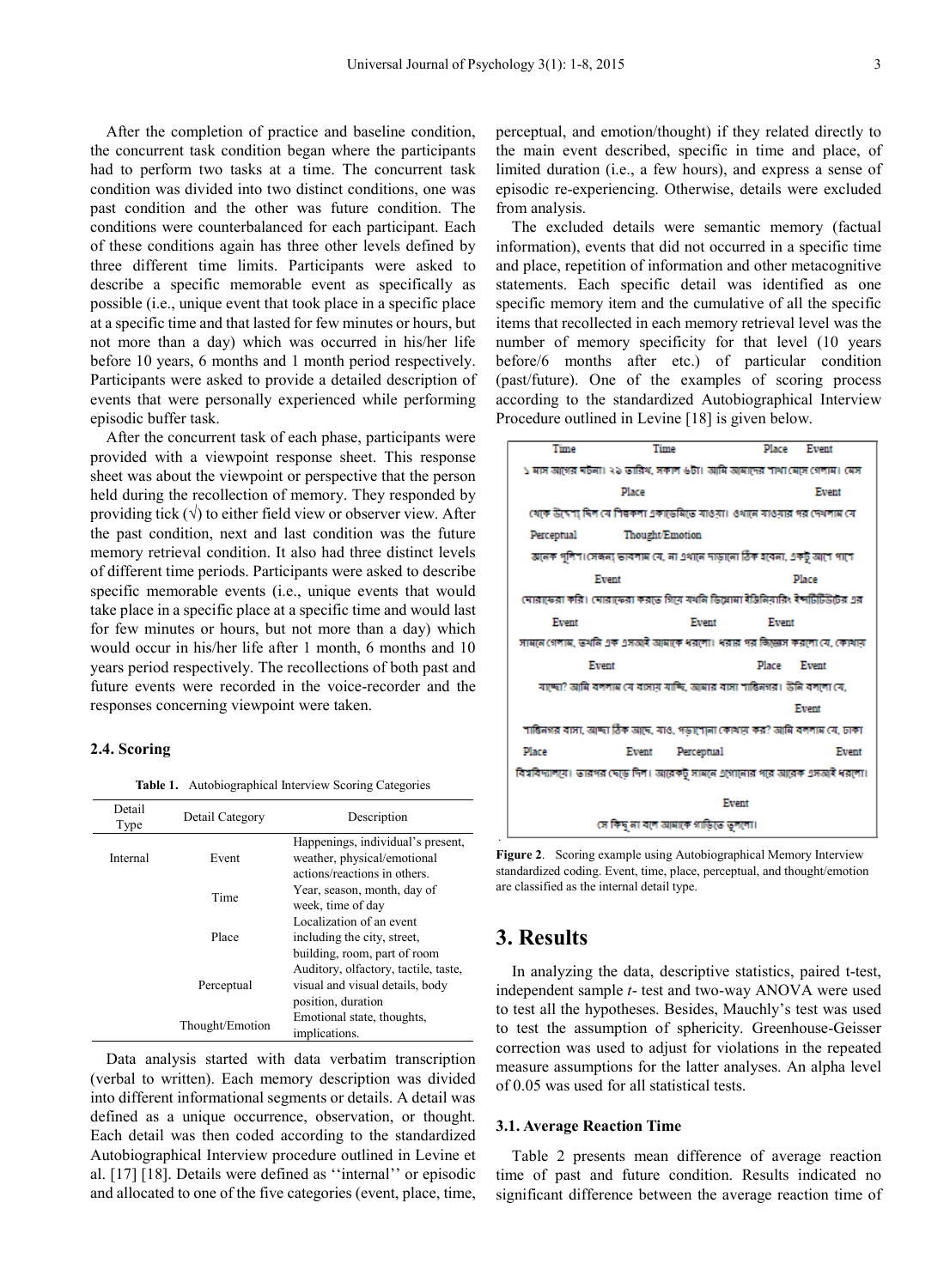After the completion of practice and baseline condition, the concurrent task condition began where the participants had to perform two tasks at a time. The concurrent task condition was divided into two distinct conditions, one was past condition and the other was future condition. The conditions were counterbalanced for each participant. Each of these conditions again has three other levels defined by three different time limits. Participants were asked to describe a specific memorable event as specifically as possible (i.e., unique event that took place in a specific place at a specific time and that lasted for few minutes or hours, but not more than a day) which was occurred in his/her life before 10 years, 6 months and 1 month period respectively. Participants were asked to provide a detailed description of events that were personally experienced while performing episodic buffer task.

After the concurrent task of each phase, participants were provided with a viewpoint response sheet. This response sheet was about the viewpoint or perspective that the person held during the recollection of memory. They responded by providing tick (√) to either field view or observer view. After the past condition, next and last condition was the future memory retrieval condition. It also had three distinct levels of different time periods. Participants were asked to describe specific memorable events (i.e., unique events that would take place in a specific place at a specific time and would last for few minutes or hours, but not more than a day) which would occur in his/her life after 1 month, 6 months and 10 years period respectively. The recollections of both past and future events were recorded in the voice-recorder and the responses concerning viewpoint were taken.

### 2.4. Scoring

**Table 1.** Autobiographical Interview Scoring Categories

| Detail Type | Detail Category | Description |
|---|---|---|
| Internal | Event | Happenings, individual's present, weather, physical/emotional actions/reactions in others. |
| | Time | Year, season, month, day of week, time of day |
| | Place | Localization of an event including the city, street, building, room, part of room |
| | Perceptual | Auditory, olfactory, tactile, taste, visual and visual details, body position, duration |
| | Thought/Emotion | Emotional state, thoughts, implications. |

Data analysis started with data verbatim transcription (verbal to written). Each memory description was divided into different informational segments or details. A detail was defined as a unique occurrence, observation, or thought. Each detail was then coded according to the standardized Autobiographical Interview procedure outlined in Levine et al. [17] [18]. Details were defined as ''internal'' or episodic and allocated to one of the five categories (event, place, time, perceptual, and emotion/thought) if they related directly to the main event described, specific in time and place, of limited duration (i.e., a few hours), and express a sense of episodic re-experiencing. Otherwise, details were excluded from analysis.

The excluded details were semantic memory (factual information), events that did not occurred in a specific time and place, repetition of information and other metacognitive statements. Each specific detail was identified as one specific memory item and the cumulative of all the specific items that recollected in each memory retrieval level was the number of memory specificity for that level (10 years before/6 months after etc.) of particular condition (past/future). One of the examples of scoring process according to the standardized Autobiographical Interview Procedure outlined in Levine [18] is given below.

Time Time Place Event
১ মাস আগের ঘটনা। ২৯ তারিখ, সকাল ৬টা। আমি আমাদের শাখা মেসে গেলাম। মেস
Place Event
থেকে উদ্দেশ্য ছিল যে শিল্পকলা একাডেমিতে যাওয়া। ওখানে যাওয়ার পর দেখলাম যে
Perceptual Thought/Emotion
অনেক পুলিশ। সেজন্য ভাবলাম যে, না এখানে দাঁড়ানো ঠিক হবেনা, একটু আগে পাগে
Event Place
ঘোরাফেরা করি। ঘোরাফেরা করতে গিয়ে যখনি ডিপ্লোমা ইঞ্জিনিয়ারিং ইন্সটিটিউটের এর
Event Event Event
সামনে গেলাম, তখনি এক এসআই আমাকে ধরলো। ধরার পর জিজ্ঞেস করলো যে, কোথায়
Event Place Event
যাচ্ছো? আমি বললাম যে বাসায় যাচ্ছি, আমার বাসা শান্তিনগর। উনি বললো যে,
Event
শান্তিনগর বাসা, আচ্ছা ঠিক আছে, যাও. পড়াশোনা কোথায় কর? আমি বললাম যে, ঢাকা
Place Event Perceptual Event
বিশ্ববিদ্যালয়ে। তারপর ছেড়ে দিল। আরেকটু সামনে এগোনোর পরে আরেক এসআই ধরলো।
Event
সে কিছু না বলে আমাকে গাড়িতে তুললো।

**Figure 2**. Scoring example using Autobiographical Memory Interview standardized coding. Event, time, place, perceptual, and thought/emotion are classified as the internal detail type.

## 3. Results

In analyzing the data, descriptive statistics, paired t-test, independent sample *t*- test and two-way ANOVA were used to test all the hypotheses. Besides, Mauchly's test was used to test the assumption of sphericity. Greenhouse-Geisser correction was used to adjust for violations in the repeated measure assumptions for the latter analyses. An alpha level of 0.05 was used for all statistical tests.

### 3.1. Average Reaction Time

Table 2 presents mean difference of average reaction time of past and future condition. Results indicated no significant difference between the average reaction time of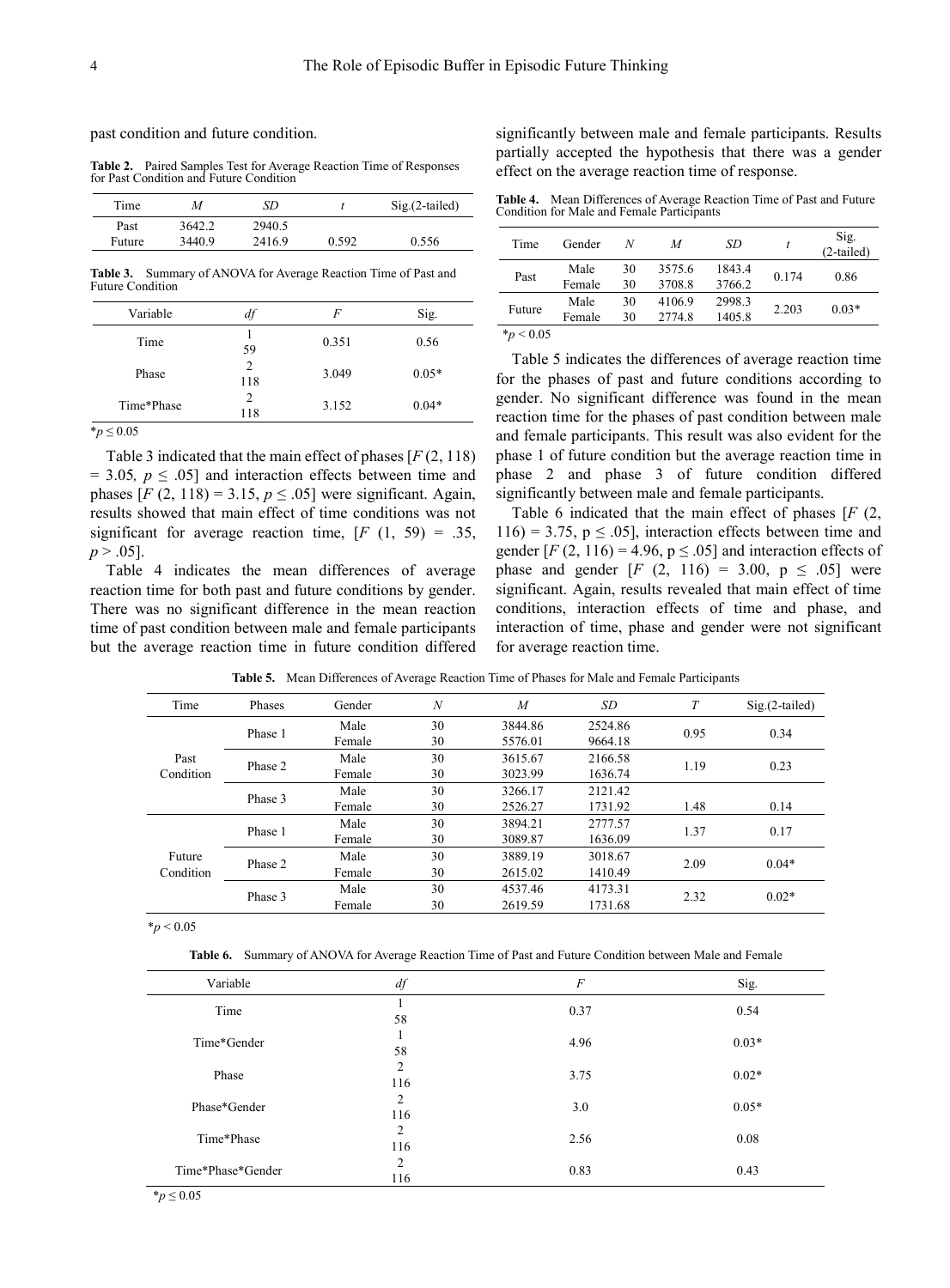past condition and future condition.

**Table 2.** Paired Samples Test for Average Reaction Time of Responses for Past Condition and Future Condition

| Time | *M* | *SD* | *t* | Sig.(2-tailed) |
|---|---|---|---|---|
| Past | 3642.2 | 2940.5 | | |
| Future | 3440.9 | 2416.9 | 0.592 | 0.556 |

**Table 3.** Summary of ANOVA for Average Reaction Time of Past and Future Condition

| Variable | *df* | *F* | Sig. |
|---|---|---|---|
| Time | 1<br>59 | 0.351 | 0.56 |
| Phase | 2<br>118 | 3.049 | 0.05* |
| Time*Phase | 2<br>118 | 3.152 | 0.04* |

*$p \leq 0.05$

Table 3 indicated that the main effect of phases [$F$ (2, 118) = 3.05, $p \leq .05$] and interaction effects between time and phases [$F$ (2, 118) = 3.15, $p \leq .05$] were significant. Again, results showed that main effect of time conditions was not significant for average reaction time, [$F$ (1, 59) = .35, $p > .05$].

Table 4 indicates the mean differences of average reaction time for both past and future conditions by gender. There was no significant difference in the mean reaction time of past condition between male and female participants but the average reaction time in future condition differed significantly between male and female participants. Results partially accepted the hypothesis that there was a gender effect on the average reaction time of response.

**Table 4.** Mean Differences of Average Reaction Time of Past and Future Condition for Male and Female Participants

| Time | Gender | *N* | *M* | *SD* | *t* | Sig. (2-tailed) |
|---|---|---|---|---|---|---|
| Past | Male | 30 | 3575.6 | 1843.4 | 0.174 | 0.86 |
| | Female | 30 | 3708.8 | 3766.2 | | |
| Future | Male | 30 | 4106.9 | 2998.3 | 2.203 | 0.03* |
| | Female | 30 | 2774.8 | 1405.8 | | |

*$p < 0.05$

Table 5 indicates the differences of average reaction time for the phases of past and future conditions according to gender. No significant difference was found in the mean reaction time for the phases of past condition between male and female participants. This result was also evident for the phase 1 of future condition but the average reaction time in phase 2 and phase 3 of future condition differed significantly between male and female participants.

Table 6 indicated that the main effect of phases [$F$ (2, 116) = 3.75, $p \leq .05$], interaction effects between time and gender [$F$ (2, 116) = 4.96, $p \leq .05$] and interaction effects of phase and gender [$F$ (2, 116) = 3.00, $p \leq .05$] were significant. Again, results revealed that main effect of time conditions, interaction effects of time and phase, and interaction of time, phase and gender were not significant for average reaction time.

**Table 5.** Mean Differences of Average Reaction Time of Phases for Male and Female Participants

| Time | Phases | Gender | *N* | *M* | *SD* | *T* | Sig.(2-tailed) |
|---|---|---|---|---|---|---|---|
| Past Condition | Phase 1 | Male | 30 | 3844.86 | 2524.86 | 0.95 | 0.34 |
| | | Female | 30 | 5576.01 | 9664.18 | | |
| | Phase 2 | Male | 30 | 3615.67 | 2166.58 | 1.19 | 0.23 |
| | | Female | 30 | 3023.99 | 1636.74 | | |
| | Phase 3 | Male | 30 | 3266.17 | 2121.42 | | |
| | | Female | 30 | 2526.27 | 1731.92 | 1.48 | 0.14 |
| Future Condition | Phase 1 | Male | 30 | 3894.21 | 2777.57 | 1.37 | 0.17 |
| | | Female | 30 | 3089.87 | 1636.09 | | |
| | Phase 2 | Male | 30 | 3889.19 | 3018.67 | 2.09 | 0.04* |
| | | Female | 30 | 2615.02 | 1410.49 | | |
| | Phase 3 | Male | 30 | 4537.46 | 4173.31 | 2.32 | 0.02* |
| | | Female | 30 | 2619.59 | 1731.68 | | |

*$p < 0.05$

**Table 6.** Summary of ANOVA for Average Reaction Time of Past and Future Condition between Male and Female

| Variable | *df* | *F* | Sig. |
|---|---|---|---|
| Time | 1<br>58 | 0.37 | 0.54 |
| Time*Gender | 1<br>58 | 4.96 | 0.03* |
| Phase | 2<br>116 | 3.75 | 0.02* |
| Phase*Gender | 2<br>116 | 3.0 | 0.05* |
| Time*Phase | 2<br>116 | 2.56 | 0.08 |
| Time*Phase*Gender | 2<br>116 | 0.83 | 0.43 |

*$p \leq 0.05$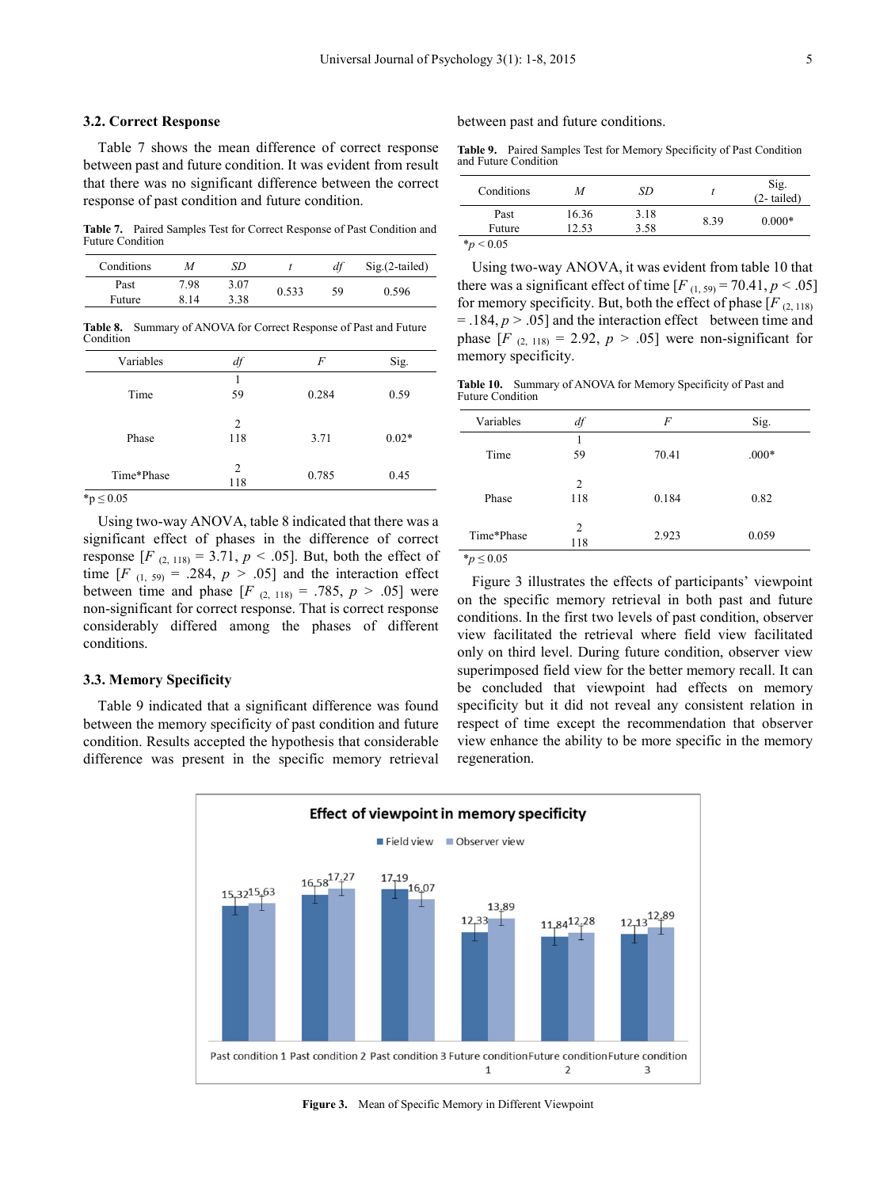### 3.2. Correct Response

Table 7 shows the mean difference of correct response between past and future condition. It was evident from result that there was no significant difference between the correct response of past condition and future condition.

**Table 7.** Paired Samples Test for Correct Response of Past Condition and Future Condition

| Conditions | *M* | *SD* | *t* | *df* | Sig.(2-tailed) |
|---|---|---|---|---|---|
| Past | 7.98 | 3.07 | 0.533 | 59 | 0.596 |
| Future | 8.14 | 3.38 | | | |

**Table 8.** Summary of ANOVA for Correct Response of Past and Future Condition

| Variables | *df* | *F* | Sig. |
|---|---|---|---|
| Time | 1<br>59 | 0.284 | 0.59 |
| Phase | 2<br>118 | 3.71 | 0.02* |
| Time*Phase | 2<br>118 | 0.785 | 0.45 |

*p ≤ 0.05

Using two-way ANOVA, table 8 indicated that there was a significant effect of phases in the difference of correct response [$F_{(2, 118)} = 3.71$, $p < .05$]. But, both the effect of time [$F_{(1, 59)} = .284$, $p > .05$] and the interaction effect between time and phase [$F_{(2, 118)} = .785$, $p > .05$] were non-significant for correct response. That is correct response considerably differed among the phases of different conditions.

### 3.3. Memory Specificity

Table 9 indicated that a significant difference was found between the memory specificity of past condition and future condition. Results accepted the hypothesis that considerable difference was present in the specific memory retrieval between past and future conditions.

**Table 9.** Paired Samples Test for Memory Specificity of Past Condition and Future Condition

| Conditions | *M* | *SD* | *t* | Sig. (2- tailed) |
|---|---|---|---|---|
| Past | 16.36 | 3.18 | 8.39 | 0.000* |
| Future | 12.53 | 3.58 | | |

*$p < 0.05$

Using two-way ANOVA, it was evident from table 10 that there was a significant effect of time [$F_{(1, 59)} = 70.41$, $p < .05$] for memory specificity. But, both the effect of phase [$F_{(2, 118)} = .184$, $p > .05$] and the interaction effect between time and phase [$F_{(2, 118)} = 2.92$, $p > .05$] were non-significant for memory specificity.

**Table 10.** Summary of ANOVA for Memory Specificity of Past and Future Condition

| Variables | *df* | *F* | Sig. |
|---|---|---|---|
| Time | 1<br>59 | 70.41 | .000* |
| Phase | 2<br>118 | 0.184 | 0.82 |
| Time*Phase | 2<br>118 | 2.923 | 0.059 |

*$p \leq 0.05$

Figure 3 illustrates the effects of participants' viewpoint on the specific memory retrieval in both past and future conditions. In the first two levels of past condition, observer view facilitated the retrieval where field view facilitated only on third level. During future condition, observer view superimposed field view for the better memory recall. It can be concluded that viewpoint had effects on memory specificity but it did not reveal any consistent relation in respect of time except the recommendation that observer view enhance the ability to be more specific in the memory regeneration.

**Effect of viewpoint in memory specificity**

| Condition | Field view | Observer view |
|---|---|---|
| Past condition 1 | 15.32 | 15.63 |
| Past condition 2 | 16.58 | 17.27 |
| Past condition 3 | 17.19 | 16.07 |
| Future condition 1 | 12.33 | 13.89 |
| Future condition 2 | 11.84 | 12.28 |
| Future condition 3 | 12.13 | 12.89 |

**Figure 3.** Mean of Specific Memory in Different Viewpoint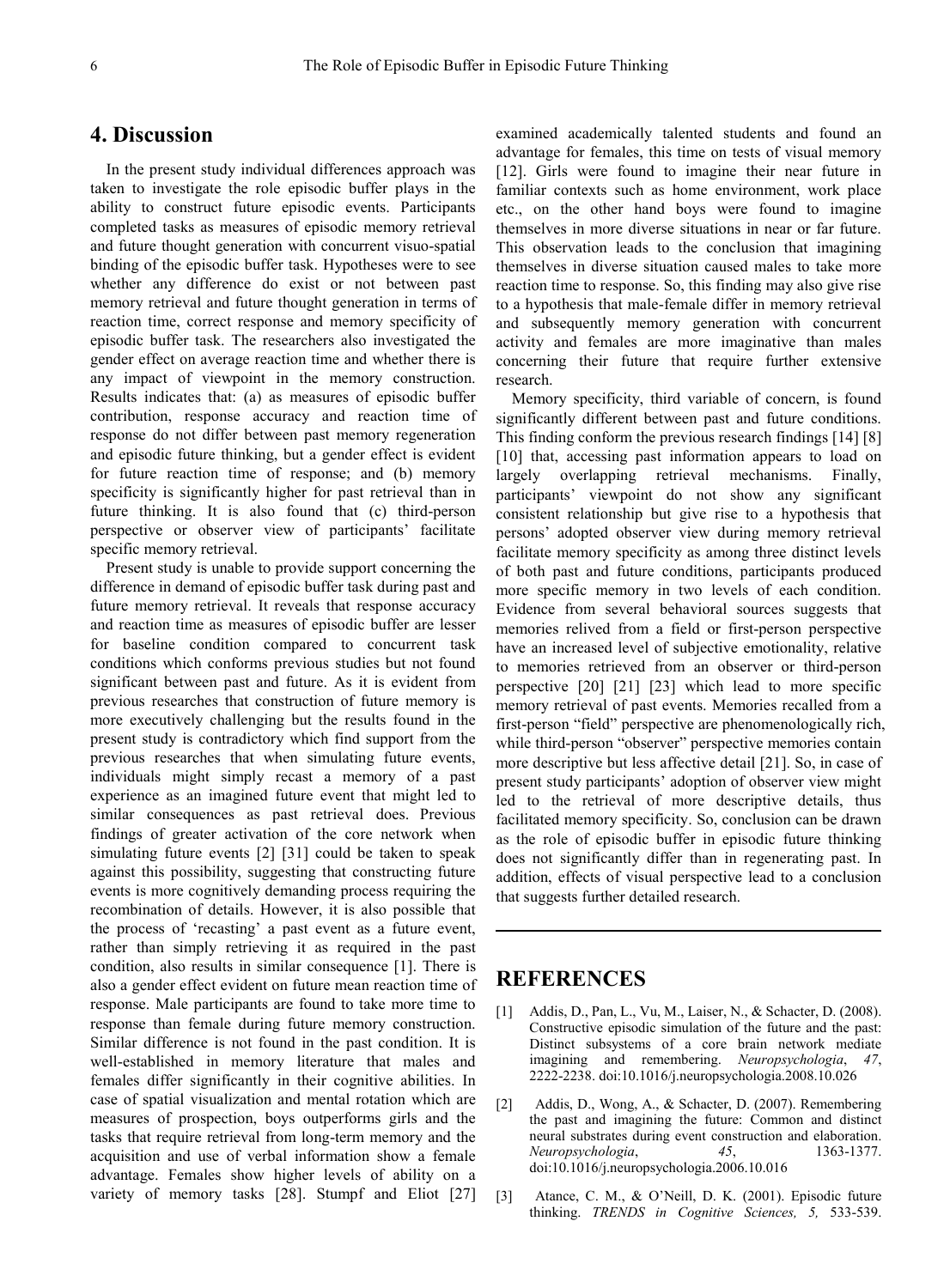## 4. Discussion

In the present study individual differences approach was taken to investigate the role episodic buffer plays in the ability to construct future episodic events. Participants completed tasks as measures of episodic memory retrieval and future thought generation with concurrent visuo-spatial binding of the episodic buffer task. Hypotheses were to see whether any difference do exist or not between past memory retrieval and future thought generation in terms of reaction time, correct response and memory specificity of episodic buffer task. The researchers also investigated the gender effect on average reaction time and whether there is any impact of viewpoint in the memory construction. Results indicates that: (a) as measures of episodic buffer contribution, response accuracy and reaction time of response do not differ between past memory regeneration and episodic future thinking, but a gender effect is evident for future reaction time of response; and (b) memory specificity is significantly higher for past retrieval than in future thinking. It is also found that (c) third-person perspective or observer view of participants' facilitate specific memory retrieval.

Present study is unable to provide support concerning the difference in demand of episodic buffer task during past and future memory retrieval. It reveals that response accuracy and reaction time as measures of episodic buffer are lesser for baseline condition compared to concurrent task conditions which conforms previous studies but not found significant between past and future. As it is evident from previous researches that construction of future memory is more executively challenging but the results found in the present study is contradictory which find support from the previous researches that when simulating future events, individuals might simply recast a memory of a past experience as an imagined future event that might led to similar consequences as past retrieval does. Previous findings of greater activation of the core network when simulating future events [2] [31] could be taken to speak against this possibility, suggesting that constructing future events is more cognitively demanding process requiring the recombination of details. However, it is also possible that the process of 'recasting' a past event as a future event, rather than simply retrieving it as required in the past condition, also results in similar consequence [1]. There is also a gender effect evident on future mean reaction time of response. Male participants are found to take more time to response than female during future memory construction. Similar difference is not found in the past condition. It is well-established in memory literature that males and females differ significantly in their cognitive abilities. In case of spatial visualization and mental rotation which are measures of prospection, boys outperforms girls and the tasks that require retrieval from long-term memory and the acquisition and use of verbal information show a female advantage. Females show higher levels of ability on a variety of memory tasks [28]. Stumpf and Eliot [27] examined academically talented students and found an advantage for females, this time on tests of visual memory [12]. Girls were found to imagine their near future in familiar contexts such as home environment, work place etc., on the other hand boys were found to imagine themselves in more diverse situations in near or far future. This observation leads to the conclusion that imagining themselves in diverse situation caused males to take more reaction time to response. So, this finding may also give rise to a hypothesis that male-female differ in memory retrieval and subsequently memory generation with concurrent activity and females are more imaginative than males concerning their future that require further extensive research.

Memory specificity, third variable of concern, is found significantly different between past and future conditions. This finding conform the previous research findings [14] [8] [10] that, accessing past information appears to load on largely overlapping retrieval mechanisms. Finally, participants' viewpoint do not show any significant consistent relationship but give rise to a hypothesis that persons' adopted observer view during memory retrieval facilitate memory specificity as among three distinct levels of both past and future conditions, participants produced more specific memory in two levels of each condition. Evidence from several behavioral sources suggests that memories relived from a field or first-person perspective have an increased level of subjective emotionality, relative to memories retrieved from an observer or third-person perspective [20] [21] [23] which lead to more specific memory retrieval of past events. Memories recalled from a first-person "field" perspective are phenomenologically rich, while third-person "observer" perspective memories contain more descriptive but less affective detail [21]. So, in case of present study participants' adoption of observer view might led to the retrieval of more descriptive details, thus facilitated memory specificity. So, conclusion can be drawn as the role of episodic buffer in episodic future thinking does not significantly differ than in regenerating past. In addition, effects of visual perspective lead to a conclusion that suggests further detailed research.

## REFERENCES

[1] Addis, D., Pan, L., Vu, M., Laiser, N., & Schacter, D. (2008). Constructive episodic simulation of the future and the past: Distinct subsystems of a core brain network mediate imagining and remembering. *Neuropsychologia*, *47*, 2222-2238. doi:10.1016/j.neuropsychologia.2008.10.026

[2] Addis, D., Wong, A., & Schacter, D. (2007). Remembering the past and imagining the future: Common and distinct neural substrates during event construction and elaboration. *Neuropsychologia*, *45*, 1363-1377. doi:10.1016/j.neuropsychologia.2006.10.016

[3] Atance, C. M., & O'Neill, D. K. (2001). Episodic future thinking. *TRENDS in Cognitive Sciences, 5,* 533-539.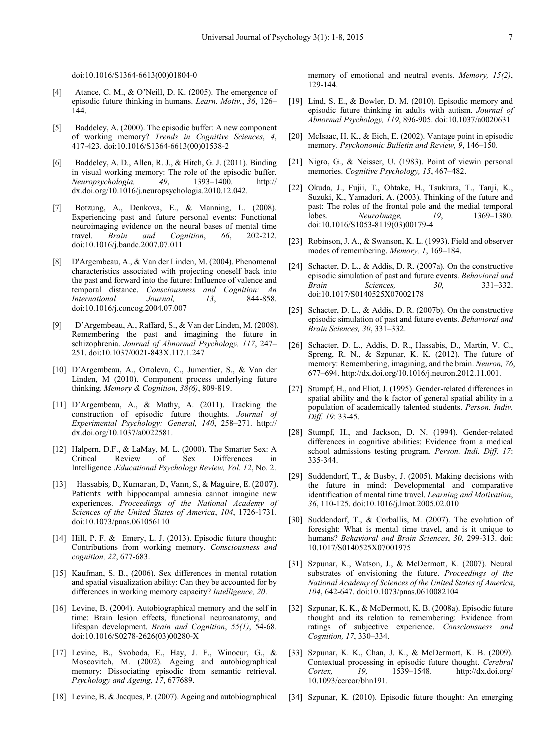doi:10.1016/S1364-6613(00)01804-0

[4] Atance, C. M., & O'Neill, D. K. (2005). The emergence of episodic future thinking in humans. *Learn. Motiv.*, *36*, 126–144.

[5] Baddeley, A. (2000). The episodic buffer: A new component of working memory? *Trends in Cognitive Sciences*, *4*, 417-423. doi:10.1016/S1364-6613(00)01538-2

[6] Baddeley, A. D., Allen, R. J., & Hitch, G. J. (2011). Binding in visual working memory: The role of the episodic buffer. *Neuropsychologia, 49*, 1393–1400. http://dx.doi.org/10.1016/j.neuropsychologia.2010.12.042.

[7] Botzung, A., Denkova, E., & Manning, L. (2008). Experiencing past and future personal events: Functional neuroimaging evidence on the neural bases of mental time travel. *Brain and Cognition*, *66*, 202-212. doi:10.1016/j.bandc.2007.07.011

[8] D'Argembeau, A., & Van der Linden, M. (2004). Phenomenal characteristics associated with projecting oneself back into the past and forward into the future: Influence of valence and temporal distance. *Consciousness and Cognition: An International Journal, 13*, 844-858. doi:10.1016/j.concog.2004.07.007

[9] D'Argembeau, A., Raffard, S., & Van der Linden, M. (2008). Remembering the past and imagining the future in schizophrenia. *Journal of Abnormal Psychology, 117*, 247–251. doi:10.1037/0021-843X.117.1.247

[10] D'Argembeau, A., Ortoleva, C., Jumentier, S., & Van der Linden, M (2010). Component process underlying future thinking. *Memory & Cognition, 38(6)*, 809-819.

[11] D'Argembeau, A., & Mathy, A. (2011). Tracking the construction of episodic future thoughts. *Journal of Experimental Psychology: General, 140*, 258–271. http://dx.doi.org/10.1037/a0022581.

[12] Halpern, D.F., & LaMay, M. L. (2000). The Smarter Sex: A Critical Review of Sex Differences in Intelligence .*Educational Psychology Review, Vol. 12*, No. 2.

[13] Hassabis, D., Kumaran, D., Vann, S., & Maguire, E. (2007). Patients with hippocampal amnesia cannot imagine new experiences. *Proceedings of the National Academy of Sciences of the United States of America*, *104*, 1726-1731. doi:10.1073/pnas.061056110

[14] Hill, P. F. & Emery, L. J. (2013). Episodic future thought: Contributions from working memory. *Consciousness and cognition, 22*, 677-683.

[15] Kaufman, S. B., (2006). Sex differences in mental rotation and spatial visualization ability: Can they be accounted for by differences in working memory capacity? *Intelligence, 20*.

[16] Levine, B. (2004). Autobiographical memory and the self in time: Brain lesion effects, functional neuroanatomy, and lifespan development. *Brain and Cognition*, *55(1)*, 54-68. doi:10.1016/S0278-2626(03)00280-X

[17] Levine, B., Svoboda, E., Hay, J. F., Winocur, G., & Moscovitch, M. (2002). Ageing and autobiographical memory: Dissociating episodic from semantic retrieval. *Psychology and Ageing, 17*, 677689.

[18] Levine, B. & Jacques, P. (2007). Ageing and autobiographical memory of emotional and neutral events. *Memory, 15(2)*, 129-144.

[19] Lind, S. E., & Bowler, D. M. (2010). Episodic memory and episodic future thinking in adults with autism. *Journal of Abnormal Psychology, 119*, 896-905. doi:10.1037/a0020631

[20] McIsaac, H. K., & Eich, E. (2002). Vantage point in episodic memory. *Psychonomic Bulletin and Review, 9*, 146–150.

[21] Nigro, G., & Neisser, U. (1983). Point of viewin personal memories. *Cognitive Psychology, 15*, 467–482.

[22] Okuda, J., Fujii, T., Ohtake, H., Tsukiura, T., Tanji, K., Suzuki, K., Yamadori, A. (2003). Thinking of the future and past: The roles of the frontal pole and the medial temporal lobes. *NeuroImage, 19*, 1369–1380. doi:10.1016/S1053-8119(03)00179-4

[23] Robinson, J. A., & Swanson, K. L. (1993). Field and observer modes of remembering. *Memory, 1*, 169–184.

[24] Schacter, D. L., & Addis, D. R. (2007a). On the constructive episodic simulation of past and future events. *Behavioral and Brain Sciences, 30,* 331–332. doi:10.1017/S0140525X07002178

[25] Schacter, D. L., & Addis, D. R. (2007b). On the constructive episodic simulation of past and future events. *Behavioral and Brain Sciences, 30*, 331–332.

[26] Schacter, D. L., Addis, D. R., Hassabis, D., Martin, V. C., Spreng, R. N., & Szpunar, K. K. (2012). The future of memory: Remembering, imagining, and the brain. *Neuron, 76*, 677–694. http://dx.doi.org/10.1016/j.neuron.2012.11.001.

[27] Stumpf, H., and Eliot, J. (1995). Gender-related differences in spatial ability and the k factor of general spatial ability in a population of academically talented students. *Person. Indiv. Diff. 19*: 33-45.

[28] Stumpf, H., and Jackson, D. N. (1994). Gender-related differences in cognitive abilities: Evidence from a medical school admissions testing program. *Person. Indi. Diff. 17*: 335-344.

[29] Suddendorf, T., & Busby, J. (2005). Making decisions with the future in mind: Developmental and comparative identification of mental time travel. *Learning and Motivation*, *36*, 110-125. doi:10.1016/j.lmot.2005.02.010

[30] Suddendorf, T., & Corballis, M. (2007). The evolution of foresight: What is mental time travel, and is it unique to humans? *Behavioral and Brain Sciences*, *30*, 299-313. doi: 10.1017/S0140525X07001975

[31] Szpunar, K., Watson, J., & McDermott, K. (2007). Neural substrates of envisioning the future. *Proceedings of the National Academy of Sciences of the United States of America*, *104*, 642-647. doi:10.1073/pnas.0610082104

[32] Szpunar, K. K., & McDermott, K. B. (2008a). Episodic future thought and its relation to remembering: Evidence from ratings of subjective experience. *Consciousness and Cognition, 17*, 330–334.

[33] Szpunar, K. K., Chan, J. K., & McDermott, K. B. (2009). Contextual processing in episodic future thought. *Cerebral Cortex, 19,* 1539–1548. http://dx.doi.org/10.1093/cercor/bhn191.

[34] Szpunar, K. (2010). Episodic future thought: An emerging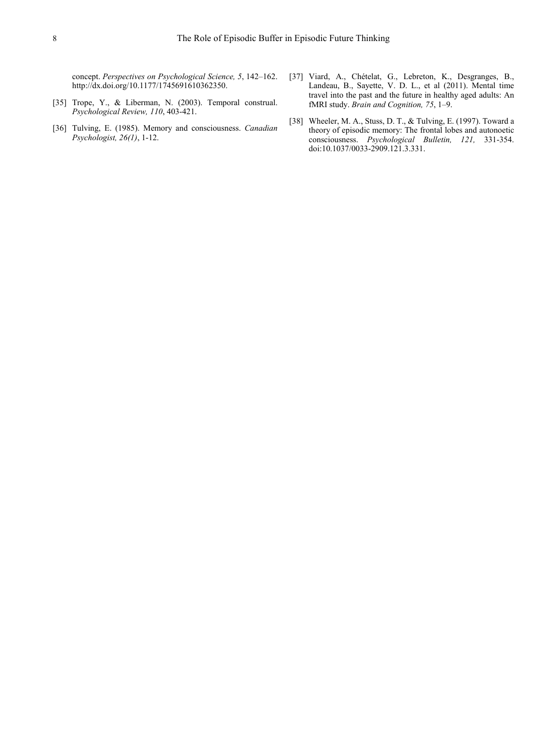concept. *Perspectives on Psychological Science, 5*, 142–162. http://dx.doi.org/10.1177/1745691610362350.

[35] Trope, Y., & Liberman, N. (2003). Temporal construal. *Psychological Review, 110*, 403-421.

[36] Tulving, E. (1985). Memory and consciousness. *Canadian Psychologist, 26(1)*, 1-12.

[37] Viard, A., Chételat, G., Lebreton, K., Desgranges, B., Landeau, B., Sayette, V. D. L., et al (2011). Mental time travel into the past and the future in healthy aged adults: An fMRI study. *Brain and Cognition, 75*, 1–9.

[38] Wheeler, M. A., Stuss, D. T., & Tulving, E. (1997). Toward a theory of episodic memory: The frontal lobes and autonoetic consciousness. *Psychological Bulletin, 121,* 331-354. doi:10.1037/0033-2909.121.3.331.